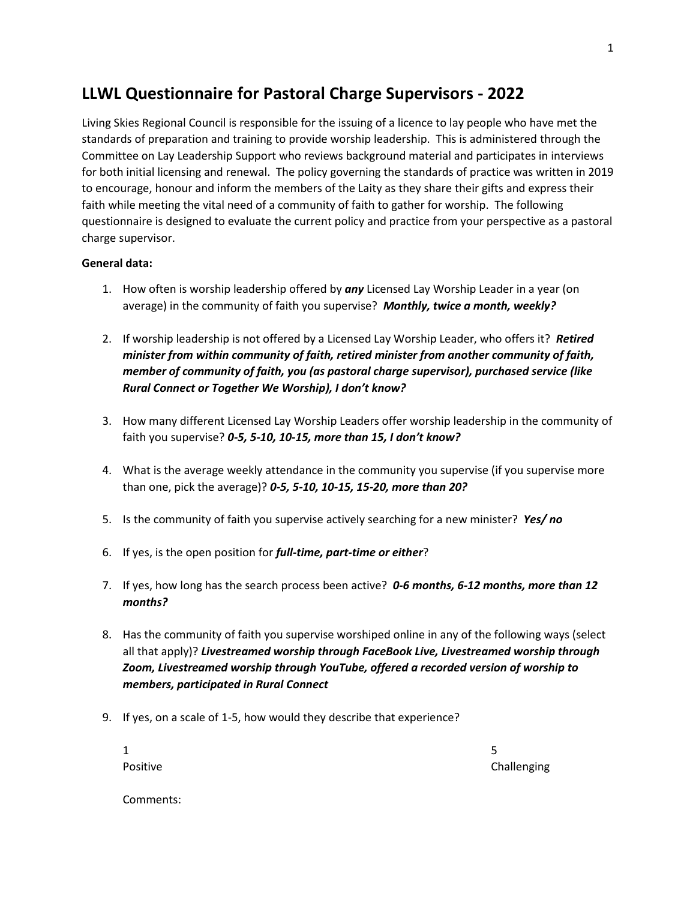# LLWL Questionnaire for Pastoral Charge Supervisors - 2022

Living Skies Regional Council is responsible for the issuing of a licence to lay people who have met the standards of preparation and training to provide worship leadership. This is administered through the Committee on Lay Leadership Support who reviews background material and participates in interviews for both initial licensing and renewal. The policy governing the standards of practice was written in 2019 to encourage, honour and inform the members of the Laity as they share their gifts and express their faith while meeting the vital need of a community of faith to gather for worship. The following questionnaire is designed to evaluate the current policy and practice from your perspective as a pastoral charge supervisor.

**General data:**

1. How often is worship leadership offered by ***any*** Licensed Lay Worship Leader in a year (on average) in the community of faith you supervise? ***Monthly, twice a month, weekly?***

2. If worship leadership is not offered by a Licensed Lay Worship Leader, who offers it? ***Retired minister from within community of faith, retired minister from another community of faith, member of community of faith, you (as pastoral charge supervisor), purchased service (like Rural Connect or Together We Worship), I don't know?***

3. How many different Licensed Lay Worship Leaders offer worship leadership in the community of faith you supervise? ***0-5, 5-10, 10-15, more than 15, I don't know?***

4. What is the average weekly attendance in the community you supervise (if you supervise more than one, pick the average)? ***0-5, 5-10, 10-15, 15-20, more than 20?***

5. Is the community of faith you supervise actively searching for a new minister? ***Yes/ no***

6. If yes, is the open position for ***full-time, part-time or either***?

7. If yes, how long has the search process been active? ***0-6 months, 6-12 months, more than 12 months?***

8. Has the community of faith you supervise worshiped online in any of the following ways (select all that apply)? ***Livestreamed worship through FaceBook Live, Livestreamed worship through Zoom, Livestreamed worship through YouTube, offered a recorded version of worship to members, participated in Rural Connect***

9. If yes, on a scale of 1-5, how would they describe that experience?

   1 Positive — 5 Challenging

   Comments: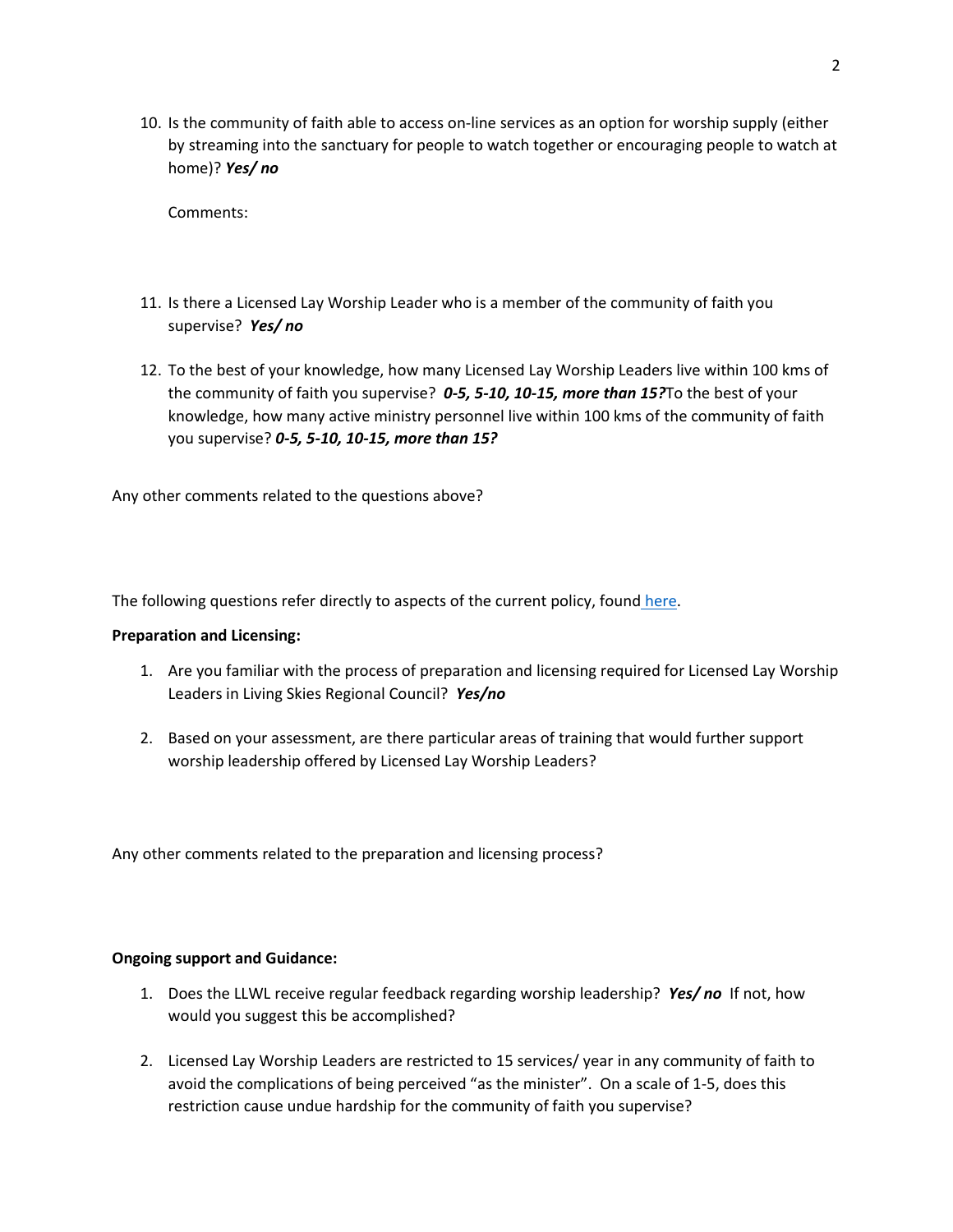10. Is the community of faith able to access on-line services as an option for worship supply (either by streaming into the sanctuary for people to watch together or encouraging people to watch at home)? ***Yes/ no***

    Comments:

11. Is there a Licensed Lay Worship Leader who is a member of the community of faith you supervise? ***Yes/ no***

12. To the best of your knowledge, how many Licensed Lay Worship Leaders live within 100 kms of the community of faith you supervise? ***0-5, 5-10, 10-15, more than 15?***To the best of your knowledge, how many active ministry personnel live within 100 kms of the community of faith you supervise? ***0-5, 5-10, 10-15, more than 15?***

Any other comments related to the questions above?

The following questions refer directly to aspects of the current policy, found [here](#).

**Preparation and Licensing:**

1. Are you familiar with the process of preparation and licensing required for Licensed Lay Worship Leaders in Living Skies Regional Council? ***Yes/no***

2. Based on your assessment, are there particular areas of training that would further support worship leadership offered by Licensed Lay Worship Leaders?

Any other comments related to the preparation and licensing process?

**Ongoing support and Guidance:**

1. Does the LLWL receive regular feedback regarding worship leadership? ***Yes/ no*** If not, how would you suggest this be accomplished?

2. Licensed Lay Worship Leaders are restricted to 15 services/ year in any community of faith to avoid the complications of being perceived "as the minister". On a scale of 1-5, does this restriction cause undue hardship for the community of faith you supervise?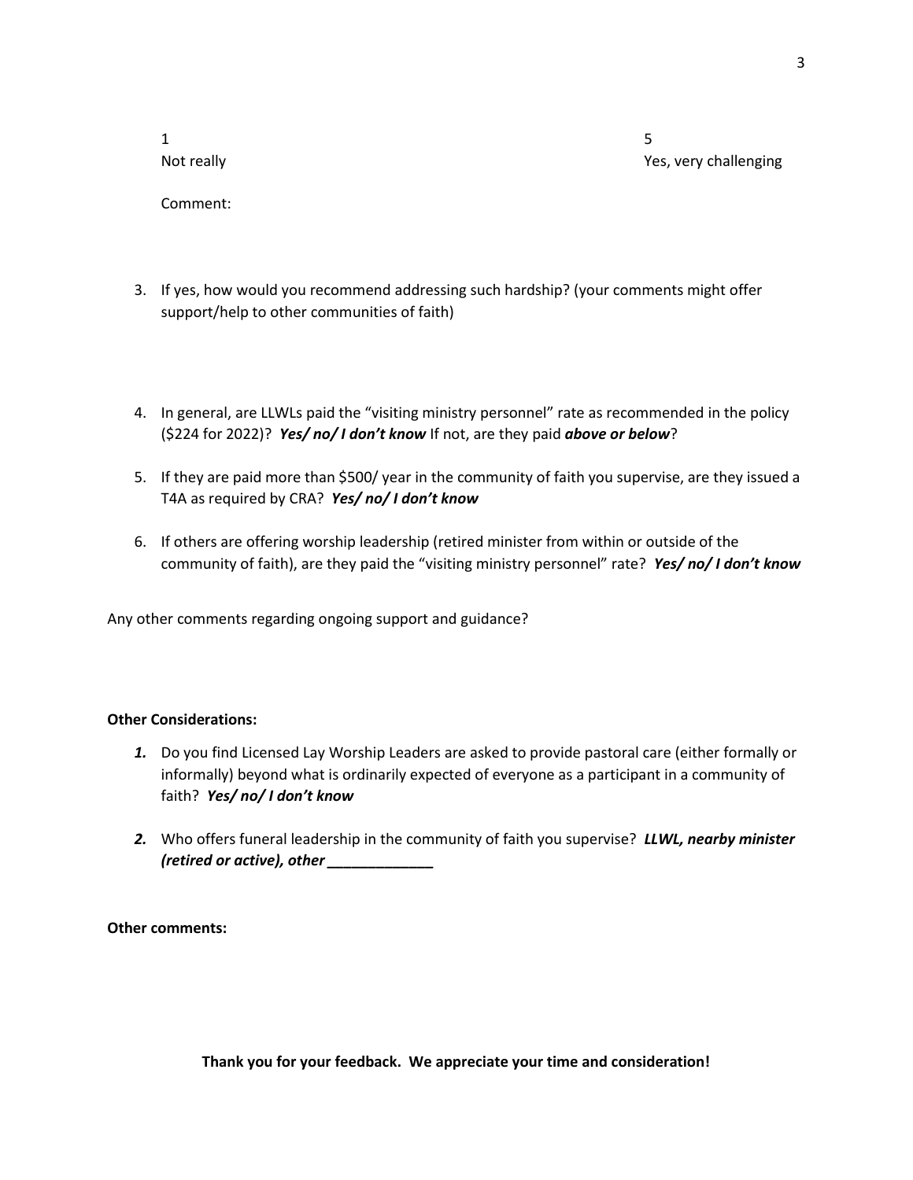1 Not really — 5 Yes, very challenging

Comment:

3. If yes, how would you recommend addressing such hardship? (your comments might offer support/help to other communities of faith)

4. In general, are LLWLs paid the "visiting ministry personnel" rate as recommended in the policy ($224 for 2022)? ***Yes/ no/ I don't know*** If not, are they paid ***above or below***?

5. If they are paid more than $500/ year in the community of faith you supervise, are they issued a T4A as required by CRA? ***Yes/ no/ I don't know***

6. If others are offering worship leadership (retired minister from within or outside of the community of faith), are they paid the "visiting ministry personnel" rate? ***Yes/ no/ I don't know***

Any other comments regarding ongoing support and guidance?

**Other Considerations:**

***1.*** Do you find Licensed Lay Worship Leaders are asked to provide pastoral care (either formally or informally) beyond what is ordinarily expected of everyone as a participant in a community of faith? ***Yes/ no/ I don't know***

***2.*** Who offers funeral leadership in the community of faith you supervise? ***LLWL, nearby minister (retired or active), other _____________***

**Other comments:**

**Thank you for your feedback. We appreciate your time and consideration!**